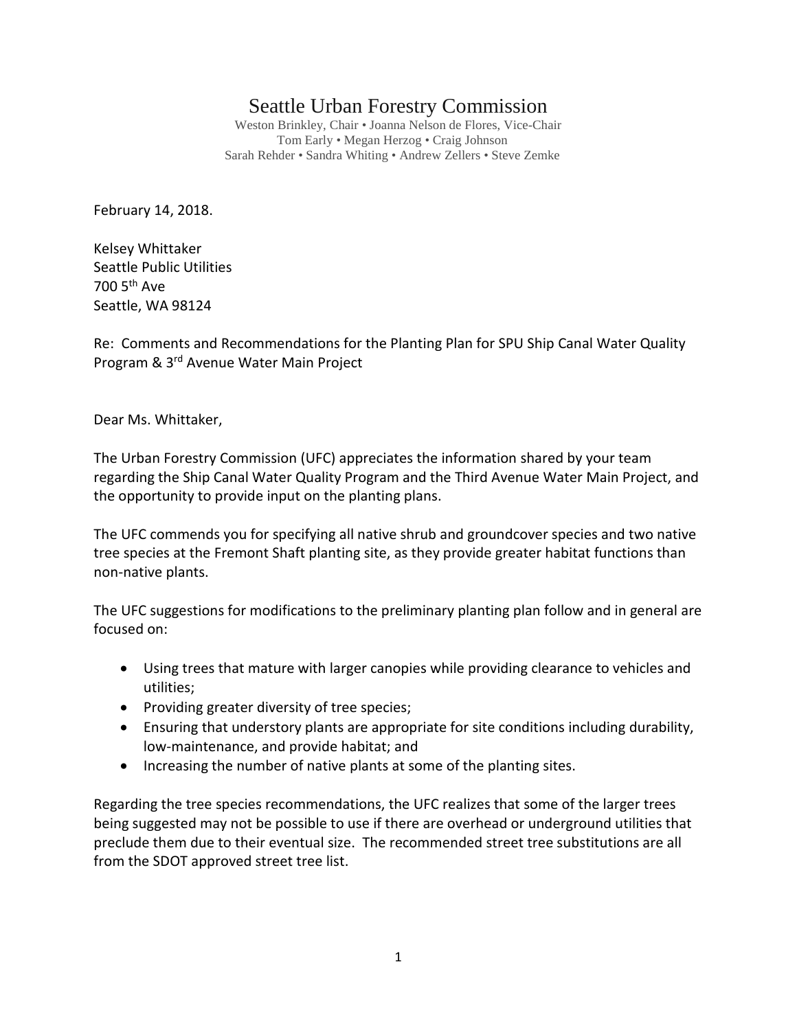# Seattle Urban Forestry Commission

Weston Brinkley, Chair • Joanna Nelson de Flores, Vice-Chair
Tom Early • Megan Herzog • Craig Johnson
Sarah Rehder • Sandra Whiting • Andrew Zellers • Steve Zemke

February 14, 2018.

Kelsey Whittaker
Seattle Public Utilities
700 5th Ave
Seattle, WA 98124

Re: Comments and Recommendations for the Planting Plan for SPU Ship Canal Water Quality Program & 3rd Avenue Water Main Project

Dear Ms. Whittaker,

The Urban Forestry Commission (UFC) appreciates the information shared by your team regarding the Ship Canal Water Quality Program and the Third Avenue Water Main Project, and the opportunity to provide input on the planting plans.

The UFC commends you for specifying all native shrub and groundcover species and two native tree species at the Fremont Shaft planting site, as they provide greater habitat functions than non-native plants.

The UFC suggestions for modifications to the preliminary planting plan follow and in general are focused on:

- Using trees that mature with larger canopies while providing clearance to vehicles and utilities;
- Providing greater diversity of tree species;
- Ensuring that understory plants are appropriate for site conditions including durability, low-maintenance, and provide habitat; and
- Increasing the number of native plants at some of the planting sites.

Regarding the tree species recommendations, the UFC realizes that some of the larger trees being suggested may not be possible to use if there are overhead or underground utilities that preclude them due to their eventual size. The recommended street tree substitutions are all from the SDOT approved street tree list.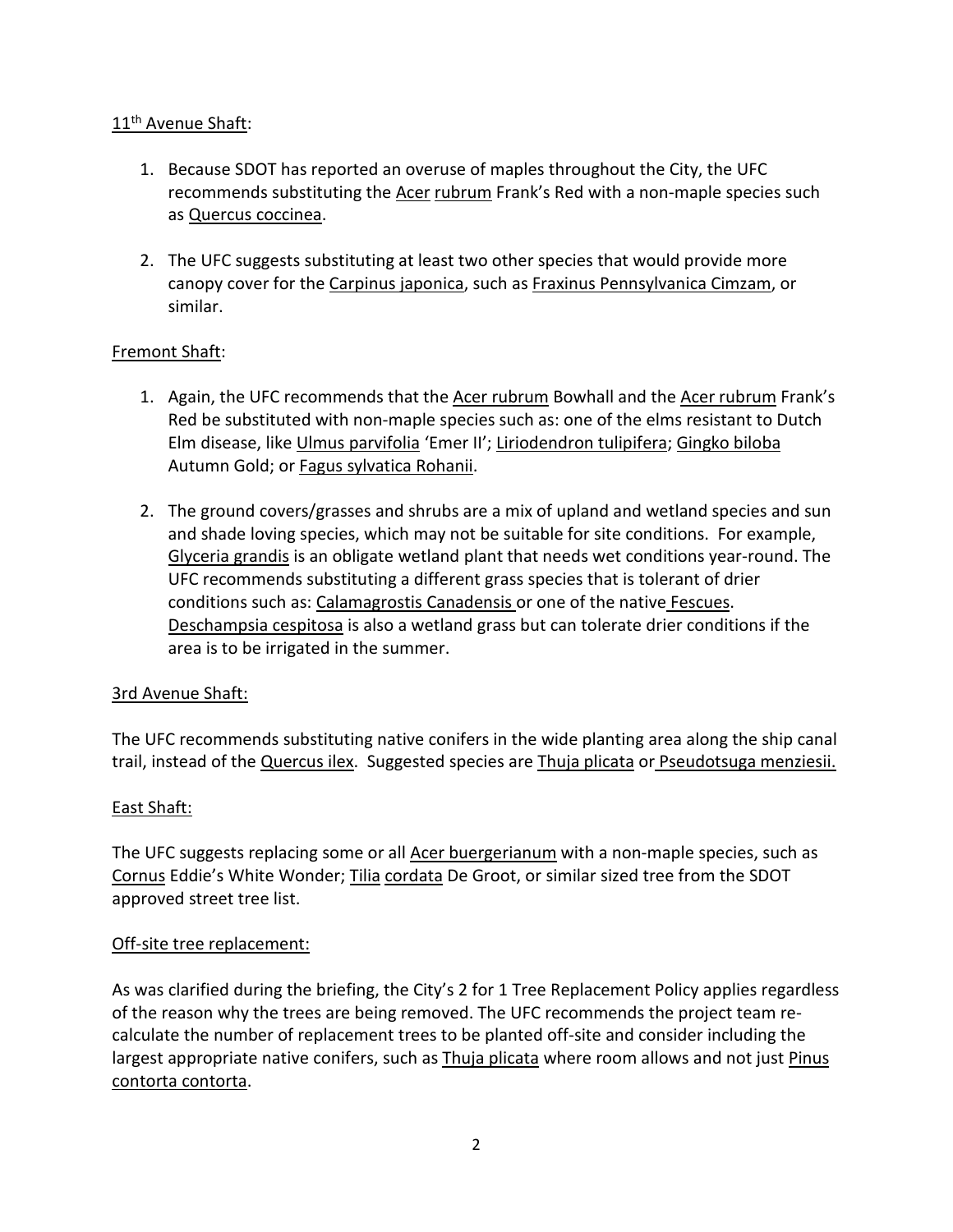11th Avenue Shaft:

1. Because SDOT has reported an overuse of maples throughout the City, the UFC recommends substituting the Acer rubrum Frank's Red with a non-maple species such as Quercus coccinea.

2. The UFC suggests substituting at least two other species that would provide more canopy cover for the Carpinus japonica, such as Fraxinus Pennsylvanica Cimzam, or similar.

Fremont Shaft:

1. Again, the UFC recommends that the Acer rubrum Bowhall and the Acer rubrum Frank's Red be substituted with non-maple species such as: one of the elms resistant to Dutch Elm disease, like Ulmus parvifolia 'Emer II'; Liriodendron tulipifera; Gingko biloba Autumn Gold; or Fagus sylvatica Rohanii.

2. The ground covers/grasses and shrubs are a mix of upland and wetland species and sun and shade loving species, which may not be suitable for site conditions. For example, Glyceria grandis is an obligate wetland plant that needs wet conditions year-round. The UFC recommends substituting a different grass species that is tolerant of drier conditions such as: Calamagrostis Canadensis or one of the native Fescues. Deschampsia cespitosa is also a wetland grass but can tolerate drier conditions if the area is to be irrigated in the summer.

3rd Avenue Shaft:

The UFC recommends substituting native conifers in the wide planting area along the ship canal trail, instead of the Quercus ilex. Suggested species are Thuja plicata or Pseudotsuga menziesii.

East Shaft:

The UFC suggests replacing some or all Acer buergerianum with a non-maple species, such as Cornus Eddie's White Wonder; Tilia cordata De Groot, or similar sized tree from the SDOT approved street tree list.

Off-site tree replacement:

As was clarified during the briefing, the City's 2 for 1 Tree Replacement Policy applies regardless of the reason why the trees are being removed. The UFC recommends the project team re-calculate the number of replacement trees to be planted off-site and consider including the largest appropriate native conifers, such as Thuja plicata where room allows and not just Pinus contorta contorta.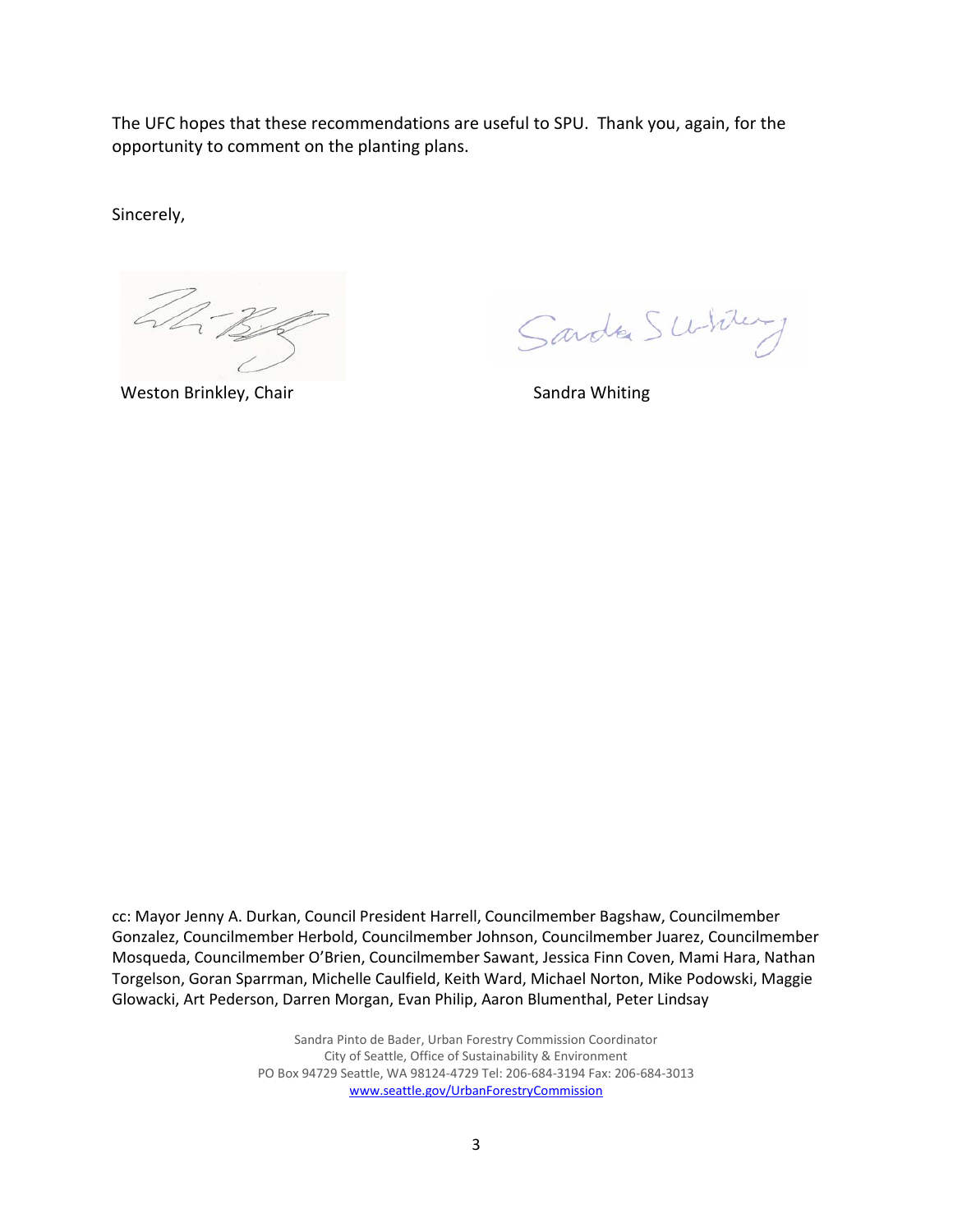The UFC hopes that these recommendations are useful to SPU. Thank you, again, for the opportunity to comment on the planting plans.

Sincerely,

Weston Brinkley, Chair

Sandra Whiting

cc: Mayor Jenny A. Durkan, Council President Harrell, Councilmember Bagshaw, Councilmember Gonzalez, Councilmember Herbold, Councilmember Johnson, Councilmember Juarez, Councilmember Mosqueda, Councilmember O'Brien, Councilmember Sawant, Jessica Finn Coven, Mami Hara, Nathan Torgelson, Goran Sparrman, Michelle Caulfield, Keith Ward, Michael Norton, Mike Podowski, Maggie Glowacki, Art Pederson, Darren Morgan, Evan Philip, Aaron Blumenthal, Peter Lindsay

Sandra Pinto de Bader, Urban Forestry Commission Coordinator
City of Seattle, Office of Sustainability & Environment
PO Box 94729 Seattle, WA 98124-4729 Tel: 206-684-3194 Fax: 206-684-3013
www.seattle.gov/UrbanForestryCommission